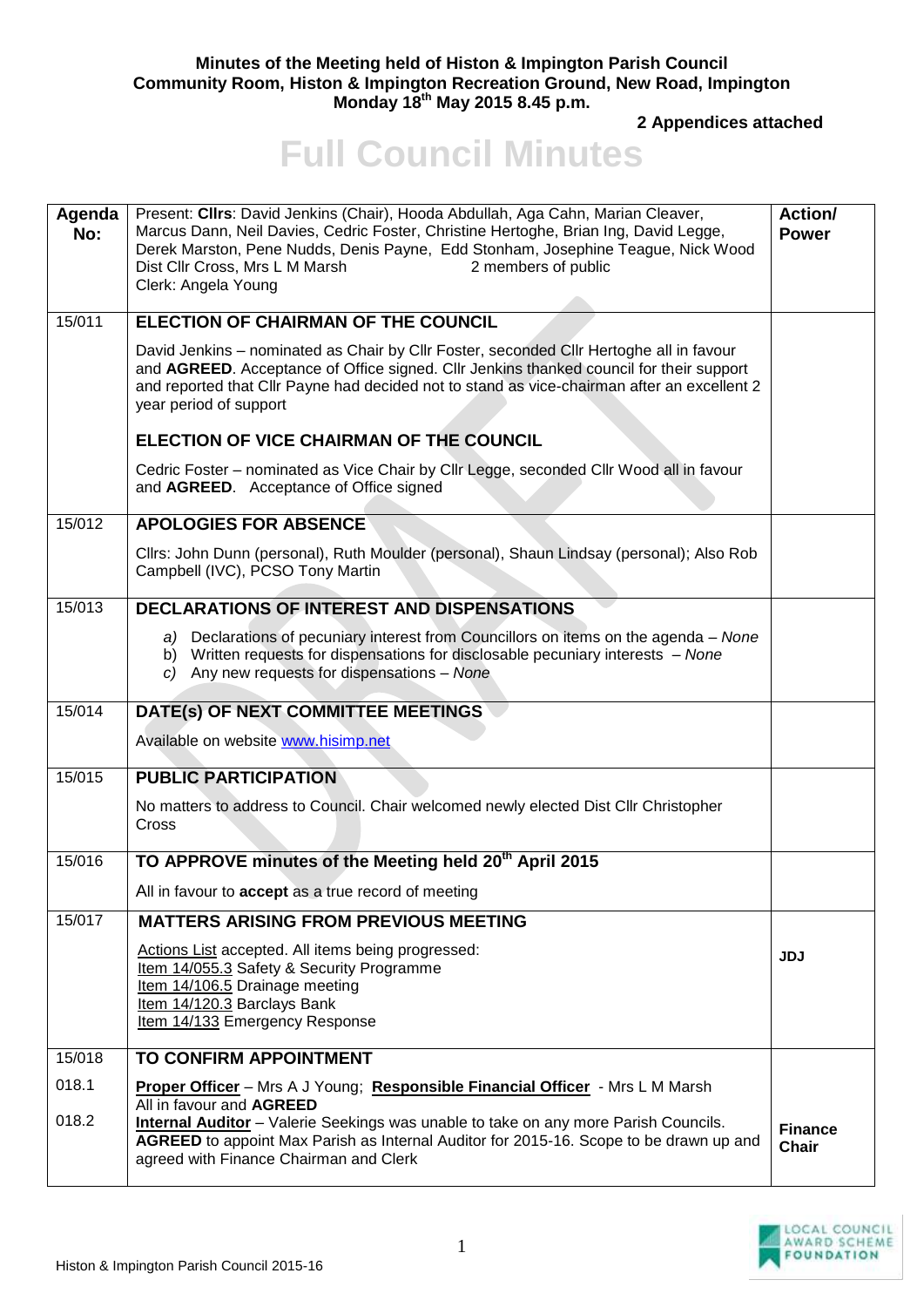**Minutes of the Meeting held of Histon & Impington Parish Council**
**Community Room, Histon & Impington Recreation Ground, New Road, Impington**
**Monday 18th May 2015 8.45 p.m.**

**2 Appendices attached**

# Full Council Minutes

| Agenda No: | Present: **Cllrs**: David Jenkins (Chair), Hooda Abdullah, Aga Cahn, Marian Cleaver, Marcus Dann, Neil Davies, Cedric Foster, Christine Hertoghe, Brian Ing, David Legge, Derek Marston, Pene Nudds, Denis Payne, Edd Stonham, Josephine Teague, Nick Wood<br>Dist Cllr Cross, Mrs L M Marsh 2 members of public<br>Clerk: Angela Young | Action/ Power |
|---|---|---|
| 15/011 | **ELECTION OF CHAIRMAN OF THE COUNCIL**<br>David Jenkins – nominated as Chair by Cllr Foster, seconded Cllr Hertoghe all in favour and **AGREED**. Acceptance of Office signed. Cllr Jenkins thanked council for their support and reported that Cllr Payne had decided not to stand as vice-chairman after an excellent 2 year period of support<br>**ELECTION OF VICE CHAIRMAN OF THE COUNCIL**<br>Cedric Foster – nominated as Vice Chair by Cllr Legge, seconded Cllr Wood all in favour and **AGREED**. Acceptance of Office signed | |
| 15/012 | **APOLOGIES FOR ABSENCE**<br>Cllrs: John Dunn (personal), Ruth Moulder (personal), Shaun Lindsay (personal); Also Rob Campbell (IVC), PCSO Tony Martin | |
| 15/013 | **DECLARATIONS OF INTEREST AND DISPENSATIONS**<br>a) Declarations of pecuniary interest from Councillors on items on the agenda – *None*<br>b) Written requests for dispensations for disclosable pecuniary interests – *None*<br>c) Any new requests for dispensations – *None* | |
| 15/014 | **DATE(s) OF NEXT COMMITTEE MEETINGS**<br>Available on website www.hisimp.net | |
| 15/015 | **PUBLIC PARTICIPATION**<br>No matters to address to Council. Chair welcomed newly elected Dist Cllr Christopher Cross | |
| 15/016 | **TO APPROVE minutes of the Meeting held 20th April 2015**<br>All in favour to **accept** as a true record of meeting | |
| 15/017 | **MATTERS ARISING FROM PREVIOUS MEETING**<br>Actions List accepted. All items being progressed:<br>Item 14/055.3 Safety & Security Programme<br>Item 14/106.5 Drainage meeting<br>Item 14/120.3 Barclays Bank<br>Item 14/133 Emergency Response | **JDJ** |
| 15/018<br>018.1<br>018.2 | **TO CONFIRM APPOINTMENT**<br>**Proper Officer** – Mrs A J Young; **Responsible Financial Officer** - Mrs L M Marsh<br>All in favour and **AGREED**<br>**Internal Auditor** – Valerie Seekings was unable to take on any more Parish Councils. **AGREED** to appoint Max Parish as Internal Auditor for 2015-16. Scope to be drawn up and agreed with Finance Chairman and Clerk | **Finance Chair** |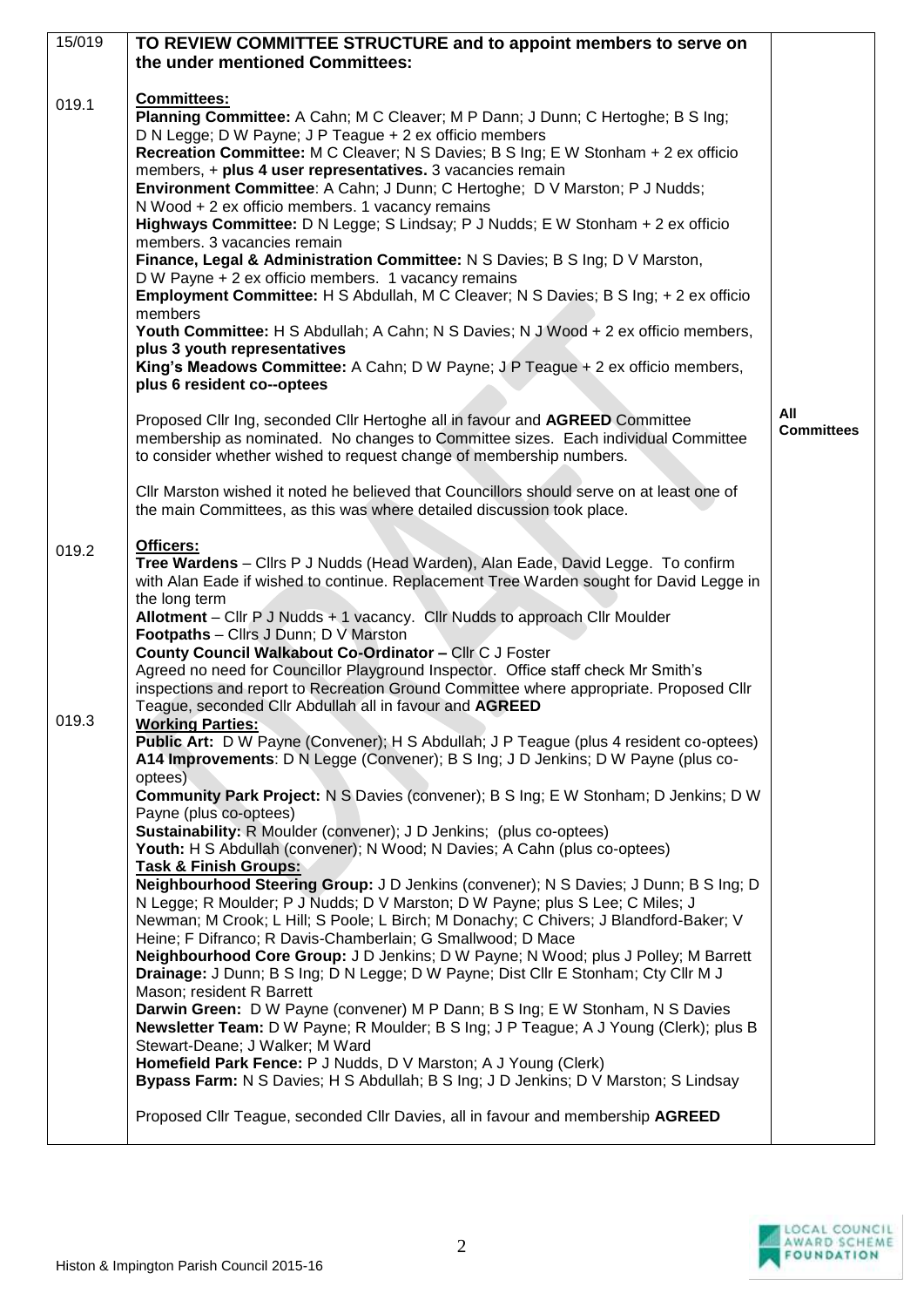| | | |
|---|---|---|
| 15/019 | **TO REVIEW COMMITTEE STRUCTURE and to appoint members to serve on the under mentioned Committees:** | |
| 019.1 | **Committees:**<br>**Planning Committee:** A Cahn; M C Cleaver; M P Dann; J Dunn; C Hertoghe; B S Ing; D N Legge; D W Payne; J P Teague + 2 ex officio members<br>**Recreation Committee:** M C Cleaver; N S Davies; B S Ing; E W Stonham + 2 ex officio members, + **plus 4 user representatives.** 3 vacancies remain<br>**Environment Committee**: A Cahn; J Dunn; C Hertoghe; D V Marston; P J Nudds; N Wood + 2 ex officio members. 1 vacancy remains<br>**Highways Committee:** D N Legge; S Lindsay; P J Nudds; E W Stonham + 2 ex officio members. 3 vacancies remain<br>**Finance, Legal & Administration Committee:** N S Davies; B S Ing; D V Marston, D W Payne + 2 ex officio members. 1 vacancy remains<br>**Employment Committee:** H S Abdullah, M C Cleaver; N S Davies; B S Ing; + 2 ex officio members<br>**Youth Committee:** H S Abdullah; A Cahn; N S Davies; N J Wood + 2 ex officio members, **plus 3 youth representatives**<br>**King's Meadows Committee:** A Cahn; D W Payne; J P Teague + 2 ex officio members, **plus 6 resident co--optees**<br><br>Proposed Cllr Ing, seconded Cllr Hertoghe all in favour and **AGREED** Committee membership as nominated. No changes to Committee sizes. Each individual Committee to consider whether wished to request change of membership numbers.<br><br>Cllr Marston wished it noted he believed that Councillors should serve on at least one of the main Committees, as this was where detailed discussion took place. | **All Committees** |
| 019.2 | **Officers:**<br>**Tree Wardens** – Cllrs P J Nudds (Head Warden), Alan Eade, David Legge. To confirm with Alan Eade if wished to continue. Replacement Tree Warden sought for David Legge in the long term<br>**Allotment** – Cllr P J Nudds + 1 vacancy. Cllr Nudds to approach Cllr Moulder<br>**Footpaths** – Cllrs J Dunn; D V Marston<br>**County Council Walkabout Co-Ordinator –** Cllr C J Foster<br>Agreed no need for Councillor Playground Inspector. Office staff check Mr Smith's inspections and report to Recreation Ground Committee where appropriate. Proposed Cllr Teague, seconded Cllr Abdullah all in favour and **AGREED** | |
| 019.3 | **Working Parties:**<br>**Public Art:** D W Payne (Convener); H S Abdullah; J P Teague (plus 4 resident co-optees)<br>**A14 Improvements**: D N Legge (Convener); B S Ing; J D Jenkins; D W Payne (plus co-optees)<br>**Community Park Project:** N S Davies (convener); B S Ing; E W Stonham; D Jenkins; D W Payne (plus co-optees)<br>**Sustainability:** R Moulder (convener); J D Jenkins; (plus co-optees)<br>**Youth:** H S Abdullah (convener); N Wood; N Davies; A Cahn (plus co-optees)<br>**Task & Finish Groups:**<br>**Neighbourhood Steering Group:** J D Jenkins (convener); N S Davies; J Dunn; B S Ing; D N Legge; R Moulder; P J Nudds; D V Marston; D W Payne; plus S Lee; C Miles; J Newman; M Crook; L Hill; S Poole; L Birch; M Donachy; C Chivers; J Blandford-Baker; V Heine; F Difranco; R Davis-Chamberlain; G Smallwood; D Mace<br>**Neighbourhood Core Group:** J D Jenkins; D W Payne; N Wood; plus J Polley; M Barrett<br>**Drainage:** J Dunn; B S Ing; D N Legge; D W Payne; Dist Cllr E Stonham; Cty Cllr M J Mason; resident R Barrett<br>**Darwin Green:** D W Payne (convener) M P Dann; B S Ing; E W Stonham, N S Davies<br>**Newsletter Team:** D W Payne; R Moulder; B S Ing; J P Teague; A J Young (Clerk); plus B Stewart-Deane; J Walker; M Ward<br>**Homefield Park Fence:** P J Nudds, D V Marston; A J Young (Clerk)<br>**Bypass Farm:** N S Davies; H S Abdullah; B S Ing; J D Jenkins; D V Marston; S Lindsay<br><br>Proposed Cllr Teague, seconded Cllr Davies, all in favour and membership **AGREED** | |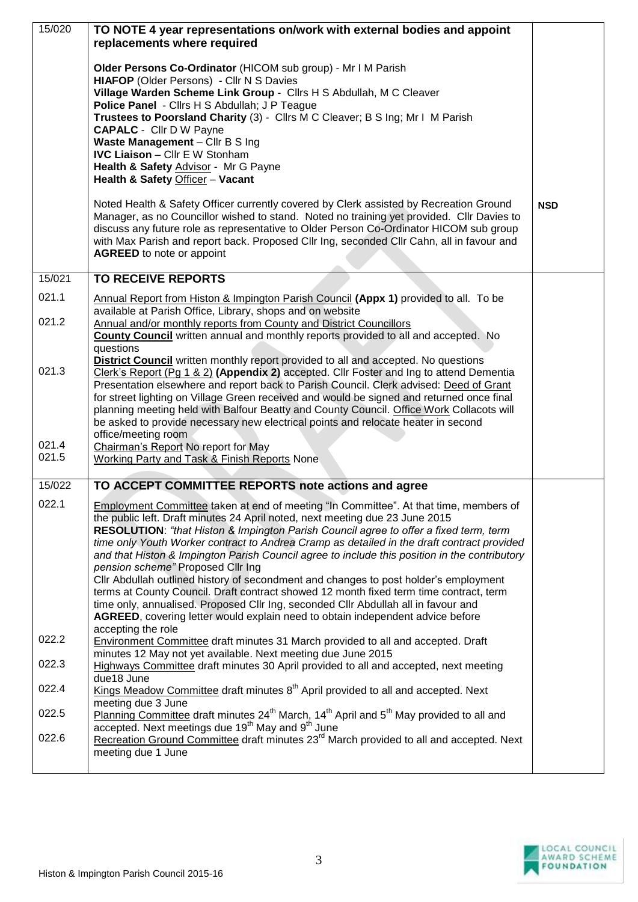| | | |
|---|---|---|
| 15/020 | **TO NOTE 4 year representations on/work with external bodies and appoint replacements where required**<br><br>**Older Persons Co-Ordinator** (HICOM sub group) - Mr I M Parish<br>**HIAFOP** (Older Persons) - Cllr N S Davies<br>**Village Warden Scheme Link Group** - Cllrs H S Abdullah, M C Cleaver<br>**Police Panel** - Cllrs H S Abdullah; J P Teague<br>**Trustees to Poorsland Charity** (3) - Cllrs M C Cleaver; B S Ing; Mr I M Parish<br>**CAPALC** - Cllr D W Payne<br>**Waste Management** – Cllr B S Ing<br>**IVC Liaison** – Cllr E W Stonham<br>**Health & Safety** Advisor - Mr G Payne<br>**Health & Safety** Officer – **Vacant**<br><br>Noted Health & Safety Officer currently covered by Clerk assisted by Recreation Ground Manager, as no Councillor wished to stand. Noted no training yet provided. Cllr Davies to discuss any future role as representative to Older Person Co-Ordinator HICOM sub group with Max Parish and report back. Proposed Cllr Ing, seconded Cllr Cahn, all in favour and **AGREED** to note or appoint | **NSD** |
| 15/021 | **TO RECEIVE REPORTS** | |
| 021.1 | Annual Report from Histon & Impington Parish Council **(Appx 1)** provided to all. To be available at Parish Office, Library, shops and on website | |
| 021.2 | Annual and/or monthly reports from County and District Councillors<br>**County Council** written annual and monthly reports provided to all and accepted. No questions<br>**District Council** written monthly report provided to all and accepted. No questions | |
| 021.3 | Clerk's Report (Pg 1 & 2) **(Appendix 2)** accepted. Cllr Foster and Ing to attend Dementia Presentation elsewhere and report back to Parish Council. Clerk advised: Deed of Grant for street lighting on Village Green received and would be signed and returned once final planning meeting held with Balfour Beatty and County Council. Office Work Collacots will be asked to provide necessary new electrical points and relocate heater in second office/meeting room | |
| 021.4 | Chairman's Report No report for May | |
| 021.5 | Working Party and Task & Finish Reports None | |
| 15/022 | **TO ACCEPT COMMITTEE REPORTS note actions and agree** | |
| 022.1 | Employment Committee taken at end of meeting "In Committee". At that time, members of the public left. Draft minutes 24 April noted, next meeting due 23 June 2015<br>**RESOLUTION**: *"that Histon & Impington Parish Council agree to offer a fixed term, term time only Youth Worker contract to Andrea Cramp as detailed in the draft contract provided and that Histon & Impington Parish Council agree to include this position in the contributory pension scheme"* Proposed Cllr Ing<br>Cllr Abdullah outlined history of secondment and changes to post holder's employment terms at County Council. Draft contract showed 12 month fixed term time contract, term time only, annualised. Proposed Cllr Ing, seconded Cllr Abdullah all in favour and **AGREED**, covering letter would explain need to obtain independent advice before accepting the role | |
| 022.2 | Environment Committee draft minutes 31 March provided to all and accepted. Draft minutes 12 May not yet available. Next meeting due June 2015 | |
| 022.3 | Highways Committee draft minutes 30 April provided to all and accepted, next meeting due18 June | |
| 022.4 | Kings Meadow Committee draft minutes 8th April provided to all and accepted. Next meeting due 3 June | |
| 022.5 | Planning Committee draft minutes 24th March, 14th April and 5th May provided to all and accepted. Next meetings due 19th May and 9th June | |
| 022.6 | Recreation Ground Committee draft minutes 23rd March provided to all and accepted. Next meeting due 1 June | |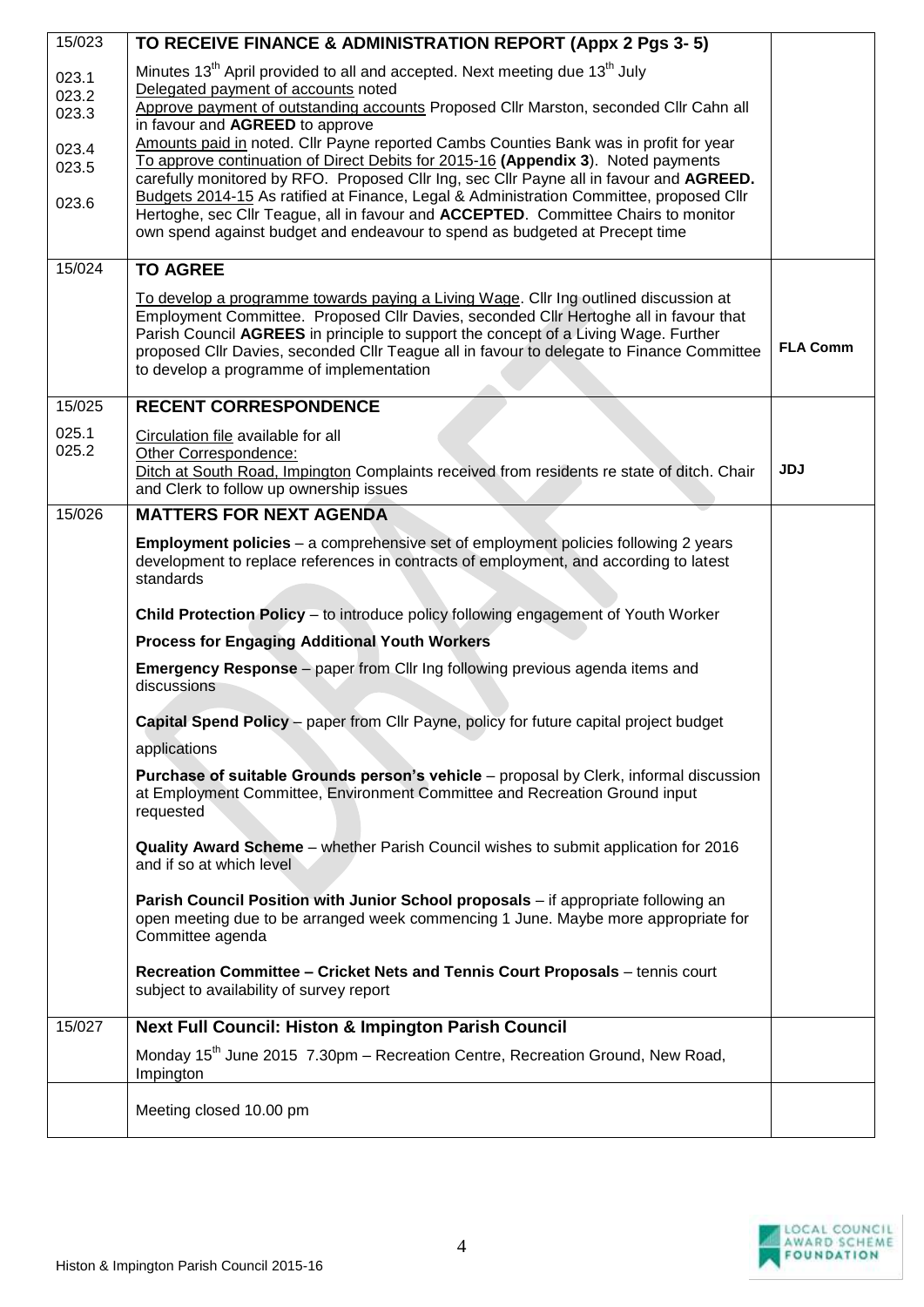| | | |
|---|---|---|
| 15/023 | **TO RECEIVE FINANCE & ADMINISTRATION REPORT (Appx 2 Pgs 3- 5)** | |
| 023.1 | Minutes 13th April provided to all and accepted. Next meeting due 13th July | |
| 023.2 | Delegated payment of accounts noted | |
| 023.3 | Approve payment of outstanding accounts Proposed Cllr Marston, seconded Cllr Cahn all in favour and **AGREED** to approve | |
| 023.4 | Amounts paid in noted. Cllr Payne reported Cambs Counties Bank was in profit for year | |
| 023.5 | To approve continuation of Direct Debits for 2015-16 **(Appendix 3**). Noted payments carefully monitored by RFO. Proposed Cllr Ing, sec Cllr Payne all in favour and **AGREED.** | |
| 023.6 | Budgets 2014-15 As ratified at Finance, Legal & Administration Committee, proposed Cllr Hertoghe, sec Cllr Teague, all in favour and **ACCEPTED**. Committee Chairs to monitor own spend against budget and endeavour to spend as budgeted at Precept time | |
| 15/024 | **TO AGREE**<br><br>To develop a programme towards paying a Living Wage. Cllr Ing outlined discussion at Employment Committee. Proposed Cllr Davies, seconded Cllr Hertoghe all in favour that Parish Council **AGREES** in principle to support the concept of a Living Wage. Further proposed Cllr Davies, seconded Cllr Teague all in favour to delegate to Finance Committee to develop a programme of implementation | **FLA Comm** |
| 15/025 | **RECENT CORRESPONDENCE** | |
| 025.1 | Circulation file available for all | |
| 025.2 | Other Correspondence:<br>Ditch at South Road, Impington Complaints received from residents re state of ditch. Chair and Clerk to follow up ownership issues | **JDJ** |
| 15/026 | **MATTERS FOR NEXT AGENDA**<br><br>**Employment policies** – a comprehensive set of employment policies following 2 years development to replace references in contracts of employment, and according to latest standards<br><br>**Child Protection Policy** – to introduce policy following engagement of Youth Worker<br><br>**Process for Engaging Additional Youth Workers**<br><br>**Emergency Response** – paper from Cllr Ing following previous agenda items and discussions<br><br>**Capital Spend Policy** – paper from Cllr Payne, policy for future capital project budget applications<br><br>**Purchase of suitable Grounds person's vehicle** – proposal by Clerk, informal discussion at Employment Committee, Environment Committee and Recreation Ground input requested<br><br>**Quality Award Scheme** – whether Parish Council wishes to submit application for 2016 and if so at which level<br><br>**Parish Council Position with Junior School proposals** – if appropriate following an open meeting due to be arranged week commencing 1 June. Maybe more appropriate for Committee agenda<br><br>**Recreation Committee – Cricket Nets and Tennis Court Proposals** – tennis court subject to availability of survey report | |
| 15/027 | **Next Full Council: Histon & Impington Parish Council**<br><br>Monday 15th June 2015 7.30pm – Recreation Centre, Recreation Ground, New Road, Impington | |
| | Meeting closed 10.00 pm | |